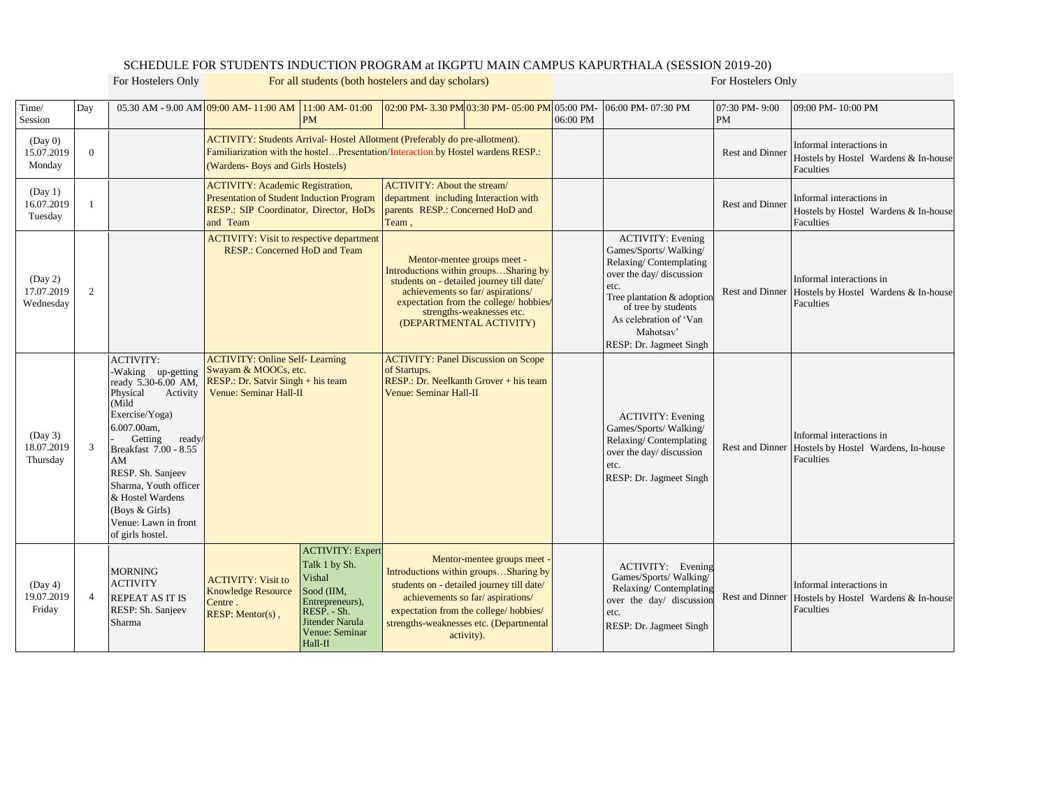# SCHEDULE FOR STUDENTS INDUCTION PROGRAM at IKGPTU MAIN CAMPUS KAPURTHALA (SESSION 2019-20)

| | | For Hostelers Only | For all students (both hostelers and day scholars) | | | | For Hostelers Only | | | |
|---|---|---|---|---|---|---|---|---|---|---|
| Time/ Session | Day | 05.30 AM - 9.00 AM | 09:00 AM- 11:00 AM | 11:00 AM- 01:00 PM | 02:00 PM- 3.30 PM | 03:30 PM- 05:00 PM | 05:00 PM- 06:00 PM | 06:00 PM- 07:30 PM | 07:30 PM- 9:00 PM | 09:00 PM- 10:00 PM |
| (Day 0) 15.07.2019 Monday | 0 | | ACTIVITY: Students Arrival- Hostel Allotment (Preferably do pre-allotment). Familiarization with the hostel…Presentation/Interaction by Hostel wardens RESP.: (Wardens- Boys and Girls Hostels) | | | | | | Rest and Dinner | Informal interactions in Hostels by Hostel Wardens & In-house Faculties |
| (Day 1) 16.07.2019 Tuesday | 1 | | ACTIVITY: Academic Registration, Presentation of Student Induction Program RESP.: SIP Coordinator, Director, HoDs and Team | | ACTIVITY: About the stream/ department including Interaction with parents RESP.: Concerned HoD and Team , | | | | Rest and Dinner | Informal interactions in Hostels by Hostel Wardens & In-house Faculties |
| (Day 2) 17.07.2019 Wednesday | 2 | | ACTIVITY: Visit to respective department RESP.: Concerned HoD and Team | | Mentor-mentee groups meet - Introductions within groups…Sharing by students on - detailed journey till date/ achievements so far/ aspirations/ expectation from the college/ hobbies/ strengths-weaknesses etc. (DEPARTMENTAL ACTIVITY) | | | ACTIVITY: Evening Games/Sports/ Walking/ Relaxing/ Contemplating over the day/ discussion etc. Tree plantation & adoption of tree by students As celebration of 'Van Mahotsav' RESP: Dr. Jagmeet Singh | Rest and Dinner | Informal interactions in Hostels by Hostel Wardens & In-house Faculties |
| (Day 3) 18.07.2019 Thursday | 3 | ACTIVITY: -Waking up-getting ready 5.30-6.00 AM, Physical Activity (Mild Exercise/Yoga) 6.007.00am, - Getting ready/ Breakfast 7.00 - 8.55 AM RESP. Sh. Sanjeev Sharma, Youth officer & Hostel Wardens (Boys & Girls) Venue: Lawn in front of girls hostel. | ACTIVITY: Online Self- Learning Swayam & MOOCs, etc. RESP.: Dr. Satvir Singh + his team Venue: Seminar Hall-II | | ACTIVITY: Panel Discussion on Scope of Startups. RESP.: Dr. Neelkanth Grover + his team Venue: Seminar Hall-II | | | ACTIVITY: Evening Games/Sports/ Walking/ Relaxing/ Contemplating over the day/ discussion etc. RESP: Dr. Jagmeet Singh | Rest and Dinner | Informal interactions in Hostels by Hostel Wardens, In-house Faculties |
| (Day 4) 19.07.2019 Friday | 4 | MORNING ACTIVITY REPEAT AS IT IS RESP: Sh. Sanjeev Sharma | ACTIVITY: Visit to Knowledge Resource Centre . RESP: Mentor(s) , | ACTIVITY: Expert Talk 1 by Sh. Vishal Sood (IIM, Entrepreneurs), RESP. - Sh. Jitender Narula Venue: Seminar Hall-II | Mentor-mentee groups meet - Introductions within groups…Sharing by students on - detailed journey till date/ achievements so far/ aspirations/ expectation from the college/ hobbies/ strengths-weaknesses etc. (Departmental activity). | | | ACTIVITY: Evening Games/Sports/ Walking/ Relaxing/ Contemplating over the day/ discussion etc. RESP: Dr. Jagmeet Singh | Rest and Dinner | Informal interactions in Hostels by Hostel Wardens & In-house Faculties |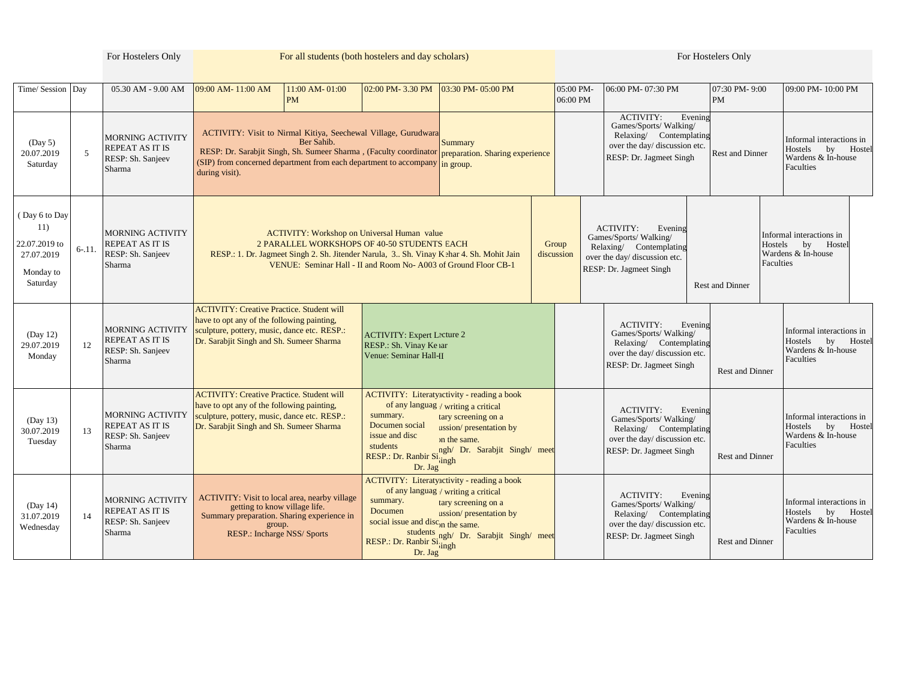| Time/ Session | Day | For Hostelers Only<br>05.30 AM - 9.00 AM | For all students (both hostelers and day scholars)<br>09:00 AM- 11:00 AM | 11:00 AM- 01:00 PM | 02:00 PM- 3.30 PM | 03:30 PM- 05:00 PM | For Hostelers Only<br>05:00 PM- 06:00 PM | 06:00 PM- 07:30 PM | 07:30 PM- 9:00 PM | 09:00 PM- 10:00 PM |
|---|---|---|---|---|---|---|---|---|---|---|
| (Day 5) 20.07.2019 Saturday | 5 | MORNING ACTIVITY REPEAT AS IT IS RESP: Sh. Sanjeev Sharma | ACTIVITY: Visit to Nirmal Kitiya, Seechewal Village, Gurudwara Ber Sahib. RESP: Dr. Sarabjit Singh, Sh. Sumeer Sharma , (Faculty coordinator (SIP) from concerned department from each department to accompany during visit). | | | Summary preparation. Sharing experience in group. | | ACTIVITY: Evening Games/Sports/ Walking/ Relaxing/ Contemplating over the day/ discussion etc. RESP: Dr. Jagmeet Singh | Rest and Dinner | Informal interactions in Hostels by Hostel Wardens & In-house Faculties |
| ( Day 6 to Day 11) 22.07.2019 to 27.07.2019 Monday to Saturday | 6-.11. | MORNING ACTIVITY REPEAT AS IT IS RESP: Sh. Sanjeev Sharma | ACTIVITY: Workshop on Universal Human value 2 PARALLEL WORKSHOPS OF 40-50 STUDENTS EACH RESP.: 1. Dr. Jagmeet Singh 2. Sh. Jitender Narula, 3.. Sh. Vinay Kehar 4. Sh. Mohit Jain VENUE: Seminar Hall - II and Room No- A003 of Ground Floor CB-1 | | | Group discussion | | ACTIVITY: Evening Games/Sports/ Walking/ Relaxing/ Contemplating over the day/ discussion etc. RESP: Dr. Jagmeet Singh | Rest and Dinner | Informal interactions in Hostels by Hostel Wardens & In-house Faculties |
| (Day 12) 29.07.2019 Monday | 12 | MORNING ACTIVITY REPEAT AS IT IS RESP: Sh. Sanjeev Sharma | ACTIVITY: Creative Practice. Student will have to opt any of the following painting, sculpture, pottery, music, dance etc. RESP.: Dr. Sarabjit Singh and Sh. Sumeer Sharma | | ACTIVITY: Expert Lecture 2 RESP.: Sh. Vinay Kehar Venue: Seminar Hall-II | | | ACTIVITY: Evening Games/Sports/ Walking/ Relaxing/ Contemplating over the day/ discussion etc. RESP: Dr. Jagmeet Singh | Rest and Dinner | Informal interactions in Hostels by Hostel Wardens & In-house Faculties |
| (Day 13) 30.07.2019 Tuesday | 13 | MORNING ACTIVITY REPEAT AS IT IS RESP: Sh. Sanjeev Sharma | ACTIVITY: Creative Practice. Student will have to opt any of the following painting, sculpture, pottery, music, dance etc. RESP.: Dr. Sarabjit Singh and Sh. Sumeer Sharma | | ACTIVITY: Literary activity - reading a book of any language / writing a critical summary. Documentary screening on a social issue and discussion/ presentation by students on the same. RESP.: Dr. Ranbir Singh/ Dr. Sarabjit Singh/ Dr. Jagmeet Singh | | | ACTIVITY: Evening Games/Sports/ Walking/ Relaxing/ Contemplating over the day/ discussion etc. RESP: Dr. Jagmeet Singh | Rest and Dinner | Informal interactions in Hostels by Hostel Wardens & In-house Faculties |
| (Day 14) 31.07.2019 Wednesday | 14 | MORNING ACTIVITY REPEAT AS IT IS RESP: Sh. Sanjeev Sharma | ACTIVITY: Visit to local area, nearby village getting to know village life. Summary preparation. Sharing experience in group. RESP.: Incharge NSS/ Sports | | ACTIVITY: Literary activity - reading a book of any language / writing a critical summary. Documentary screening on a social issue and discussion/ presentation by students on the same. RESP.: Dr. Ranbir Singh/ Dr. Sarabjit Singh/ Dr. Jagmeet Singh | | | ACTIVITY: Evening Games/Sports/ Walking/ Relaxing/ Contemplating over the day/ discussion etc. RESP: Dr. Jagmeet Singh | Rest and Dinner | Informal interactions in Hostels by Hostel Wardens & In-house Faculties |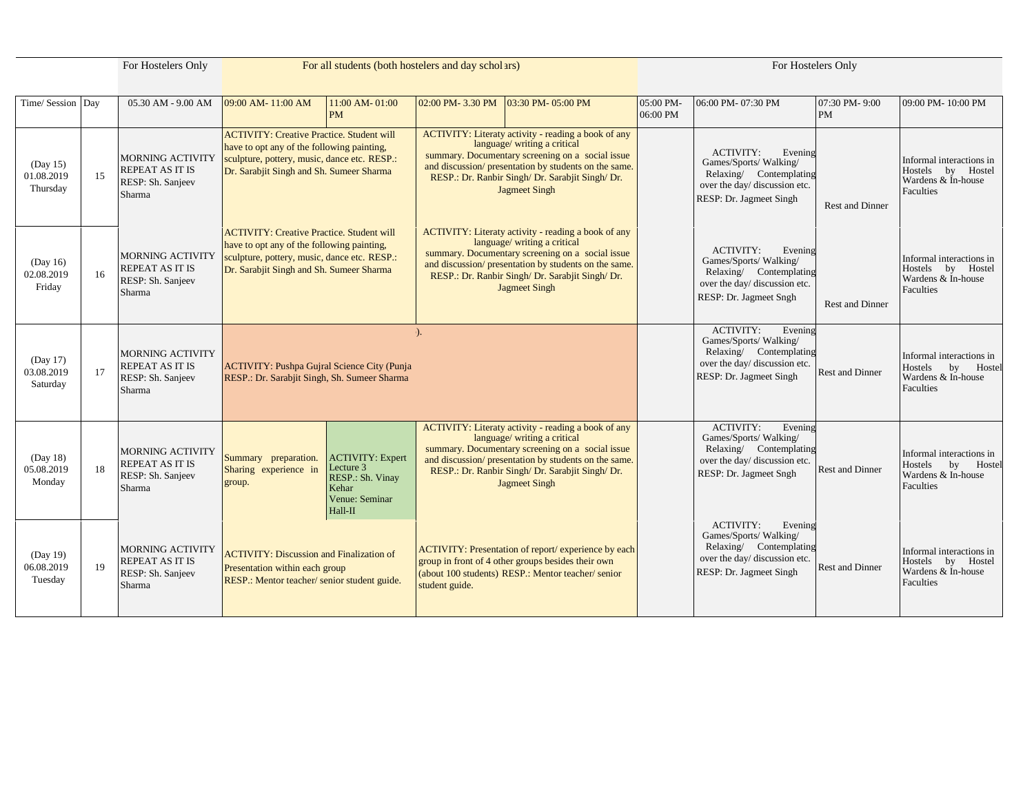| | | For Hostelers Only | For all students (both hostelers and day scholars) | | | | For Hostelers Only | | | |
|---|---|---|---|---|---|---|---|---|---|---|
| Time/ Session | Day | 05.30 AM - 9.00 AM | 09:00 AM- 11:00 AM | 11:00 AM- 01:00 PM | 02:00 PM- 3.30 PM | 03:30 PM- 05:00 PM | 05:00 PM- 06:00 PM | 06:00 PM- 07:30 PM | 07:30 PM- 9:00 PM | 09:00 PM- 10:00 PM |
| (Day 15) 01.08.2019 Thursday | 15 | MORNING ACTIVITY REPEAT AS IT IS RESP: Sh. Sanjeev Sharma | ACTIVITY: Creative Practice. Student will have to opt any of the following painting, sculpture, pottery, music, dance etc. RESP.: Dr. Sarabjit Singh and Sh. Sumeer Sharma | | ACTIVITY: Literaty activity - reading a book of any language/ writing a critical summary. Documentary screening on a social issue and discussion/ presentation by students on the same. RESP.: Dr. Ranbir Singh/ Dr. Sarabjit Singh/ Dr. Jagmeet Singh | | | ACTIVITY: Evening Games/Sports/ Walking/ Relaxing/ Contemplating over the day/ discussion etc. RESP: Dr. Jagmeet Singh | Rest and Dinner | Informal interactions in Hostels by Hostel Wardens & In-house Faculties |
| (Day 16) 02.08.2019 Friday | 16 | MORNING ACTIVITY REPEAT AS IT IS RESP: Sh. Sanjeev Sharma | ACTIVITY: Creative Practice. Student will have to opt any of the following painting, sculpture, pottery, music, dance etc. RESP.: Dr. Sarabjit Singh and Sh. Sumeer Sharma | | ACTIVITY: Literaty activity - reading a book of any language/ writing a critical summary. Documentary screening on a social issue and discussion/ presentation by students on the same. RESP.: Dr. Ranbir Singh/ Dr. Sarabjit Singh/ Dr. Jagmeet Singh | | | ACTIVITY: Evening Games/Sports/ Walking/ Relaxing/ Contemplating over the day/ discussion etc. RESP: Dr. Jagmeet Sngh | Rest and Dinner | Informal interactions in Hostels by Hostel Wardens & In-house Faculties |
| (Day 17) 03.08.2019 Saturday | 17 | MORNING ACTIVITY REPEAT AS IT IS RESP: Sh. Sanjeev Sharma | ACTIVITY: Pushpa Gujral Science City (Punja ). RESP.: Dr. Sarabjit Singh, Sh. Sumeer Sharma | | | | | ACTIVITY: Evening Games/Sports/ Walking/ Relaxing/ Contemplating over the day/ discussion etc. RESP: Dr. Jagmeet Singh | Rest and Dinner | Informal interactions in Hostels by Hostel Wardens & In-house Faculties |
| (Day 18) 05.08.2019 Monday | 18 | MORNING ACTIVITY REPEAT AS IT IS RESP: Sh. Sanjeev Sharma | Summary preparation. Sharing experience in group. | ACTIVITY: Expert Lecture 3 RESP.: Sh. Vinay Kehar Venue: Seminar Hall-II | ACTIVITY: Literaty activity - reading a book of any language/ writing a critical summary. Documentary screening on a social issue and discussion/ presentation by students on the same. RESP.: Dr. Ranbir Singh/ Dr. Sarabjit Singh/ Dr. Jagmeet Singh | | | ACTIVITY: Evening Games/Sports/ Walking/ Relaxing/ Contemplating over the day/ discussion etc. RESP: Dr. Jagmeet Sngh | Rest and Dinner | Informal interactions in Hostels by Hostel Wardens & In-house Faculties |
| (Day 19) 06.08.2019 Tuesday | 19 | MORNING ACTIVITY REPEAT AS IT IS RESP: Sh. Sanjeev Sharma | ACTIVITY: Discussion and Finalization of Presentation within each group RESP.: Mentor teacher/ senior student guide. | | ACTIVITY: Presentation of report/ experience by each group in front of 4 other groups besides their own (about 100 students) RESP.: Mentor teacher/ senior student guide. | | | ACTIVITY: Evening Games/Sports/ Walking/ Relaxing/ Contemplating over the day/ discussion etc. RESP: Dr. Jagmeet Singh | Rest and Dinner | Informal interactions in Hostels by Hostel Wardens & In-house Faculties |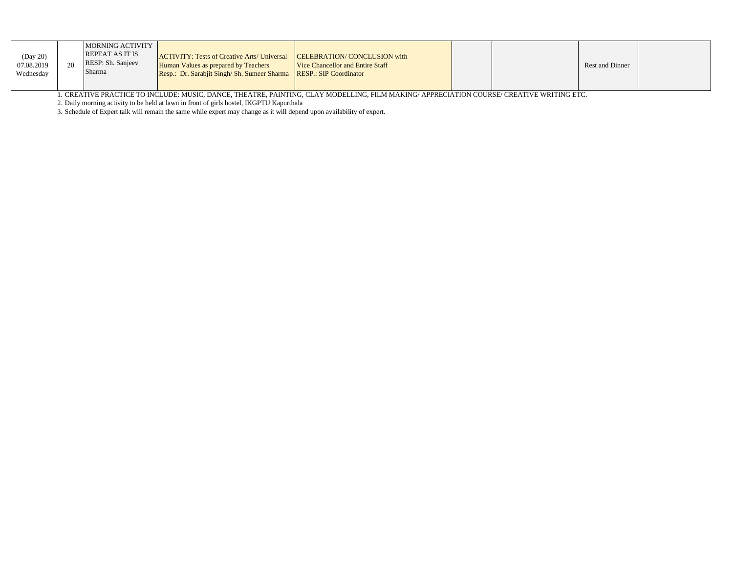| | | | | | | | | |
|---|---|---|---|---|---|---|---|---|
| (Day 20) 07.08.2019 Wednesday | 20 | MORNING ACTIVITY REPEAT AS IT IS RESP: Sh. Sanjeev Sharma | ACTIVITY: Tests of Creative Arts/ Universal Human Values as prepared by Teachers Resp.: Dr. Sarabjit Singh/ Sh. Sumeer Sharma | CELEBRATION/ CONCLUSION with Vice Chancellor and Entire Staff RESP.: SIP Coordinator | | | Rest and Dinner | |

1. CREATIVE PRACTICE TO INCLUDE: MUSIC, DANCE, THEATRE, PAINTING, CLAY MODELLING, FILM MAKING/ APPRECIATION COURSE/ CREATIVE WRITING ETC.
2. Daily morning activity to be held at lawn in front of girls hostel, IKGPTU Kapurthala
3. Schedule of Expert talk will remain the same while expert may change as it will depend upon availability of expert.